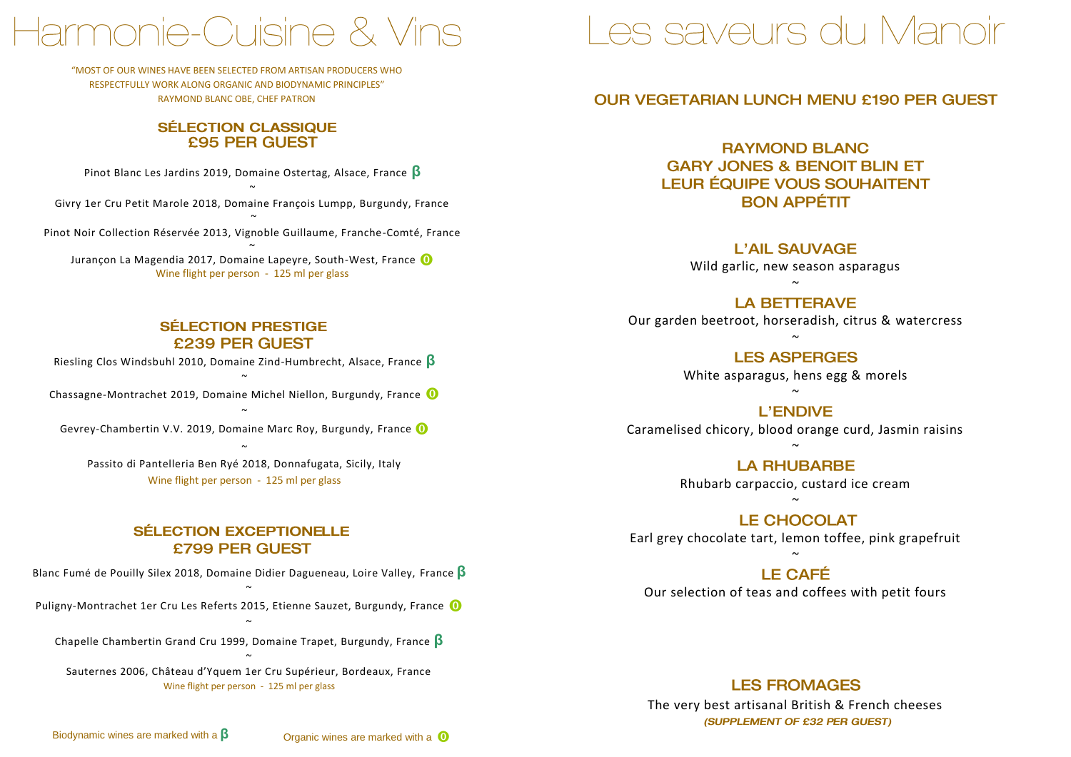# Harmonie-Cuisine & Vins

"MOST OF OUR WINES HAVE BEEN SELECTED FROM ARTISAN PRODUCERS WHO RESPECTFULLY WORK ALONG ORGANIC AND BIODYNAMIC PRINCIPLES"
RAYMOND BLANC OBE, CHEF PATRON

## SÉLECTION CLASSIQUE
## £95 PER GUEST

Pinot Blanc Les Jardins 2019, Domaine Ostertag, Alsace, France β

~

Givry 1er Cru Petit Marole 2018, Domaine François Lumpp, Burgundy, France

~

Pinot Noir Collection Réservée 2013, Vignoble Guillaume, Franche-Comté, France

~

Jurançon La Magendia 2017, Domaine Lapeyre, South-West, France O

Wine flight per person - 125 ml per glass

## SÉLECTION PRESTIGE
## £239 PER GUEST

Riesling Clos Windsbuhl 2010, Domaine Zind-Humbrecht, Alsace, France β

~

Chassagne-Montrachet 2019, Domaine Michel Niellon, Burgundy, France O

~

Gevrey-Chambertin V.V. 2019, Domaine Marc Roy, Burgundy, France O

~

Passito di Pantelleria Ben Ryé 2018, Donnafugata, Sicily, Italy

Wine flight per person - 125 ml per glass

## SÉLECTION EXCEPTIONELLE
## £799 PER GUEST

Blanc Fumé de Pouilly Silex 2018, Domaine Didier Dagueneau, Loire Valley, France β

~

Puligny-Montrachet 1er Cru Les Referts 2015, Etienne Sauzet, Burgundy, France O

~

Chapelle Chambertin Grand Cru 1999, Domaine Trapet, Burgundy, France β

~

Sauternes 2006, Château d'Yquem 1er Cru Supérieur, Bordeaux, France

Wine flight per person - 125 ml per glass

Biodynamic wines are marked with a β

Organic wines are marked with a O

# Les saveurs du Manoir

## OUR VEGETARIAN LUNCH MENU £190 PER GUEST

### RAYMOND BLANC
### GARY JONES & BENOIT BLIN ET
### LEUR ÉQUIPE VOUS SOUHAITENT
### BON APPÉTIT

### L'AIL SAUVAGE
Wild garlic, new season asparagus

~

### LA BETTERAVE
Our garden beetroot, horseradish, citrus & watercress

~

### LES ASPERGES
White asparagus, hens egg & morels

~

### L'ENDIVE
Caramelised chicory, blood orange curd, Jasmin raisins

~

### LA RHUBARBE
Rhubarb carpaccio, custard ice cream

~

### LE CHOCOLAT
Earl grey chocolate tart, lemon toffee, pink grapefruit

~

### LE CAFÉ
Our selection of teas and coffees with petit fours

### LES FROMAGES
The very best artisanal British & French cheeses

***(SUPPLEMENT OF £32 PER GUEST)***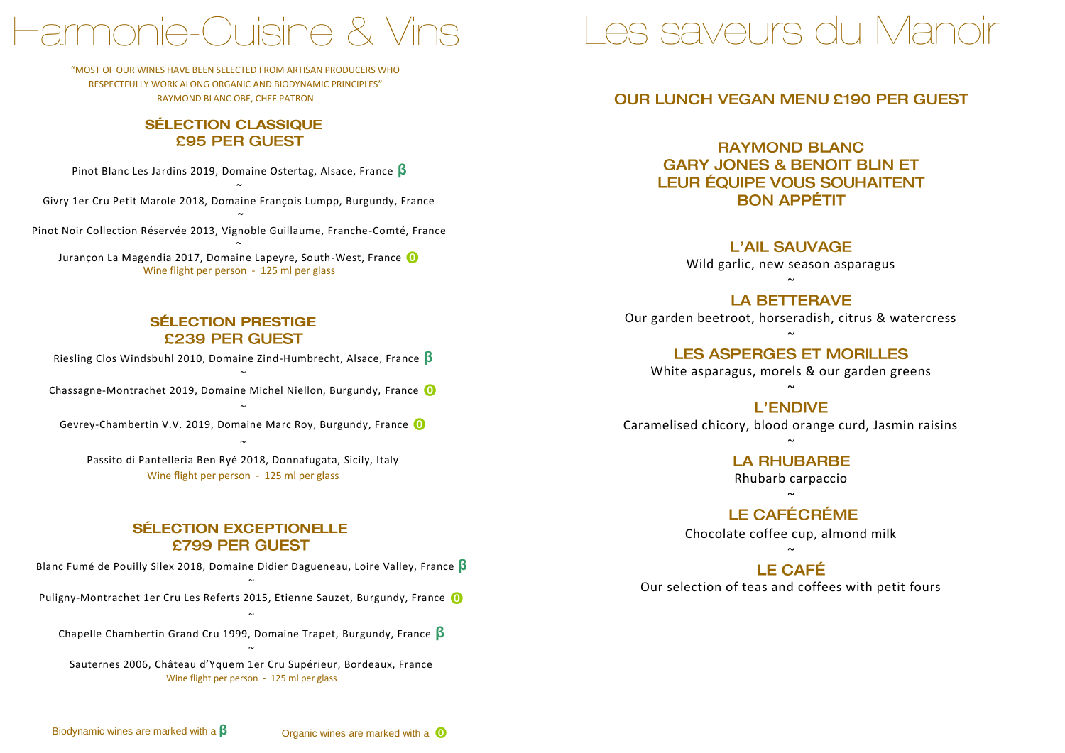# Harmonie-Cuisine & Vins

"MOST OF OUR WINES HAVE BEEN SELECTED FROM ARTISAN PRODUCERS WHO RESPECTFULLY WORK ALONG ORGANIC AND BIODYNAMIC PRINCIPLES"
RAYMOND BLANC OBE, CHEF PATRON

## SÉLECTION CLASSIQUE
## £95 PER GUEST

Pinot Blanc Les Jardins 2019, Domaine Ostertag, Alsace, France β

~

Givry 1er Cru Petit Marole 2018, Domaine François Lumpp, Burgundy, France

~

Pinot Noir Collection Réservée 2013, Vignoble Guillaume, Franche-Comté, France

~

Jurançon La Magendia 2017, Domaine Lapeyre, South-West, France O

Wine flight per person - 125 ml per glass

## SÉLECTION PRESTIGE
## £239 PER GUEST

Riesling Clos Windsbuhl 2010, Domaine Zind-Humbrecht, Alsace, France β

~

Chassagne-Montrachet 2019, Domaine Michel Niellon, Burgundy, France O

~

Gevrey-Chambertin V.V. 2019, Domaine Marc Roy, Burgundy, France O

~

Passito di Pantelleria Ben Ryé 2018, Donnafugata, Sicily, Italy

Wine flight per person - 125 ml per glass

## SÉLECTION EXCEPTIONELLE
## £799 PER GUEST

Blanc Fumé de Pouilly Silex 2018, Domaine Didier Dagueneau, Loire Valley, France β

~

Puligny-Montrachet 1er Cru Les Referts 2015, Etienne Sauzet, Burgundy, France O

~

Chapelle Chambertin Grand Cru 1999, Domaine Trapet, Burgundy, France β

~

Sauternes 2006, Château d'Yquem 1er Cru Supérieur, Bordeaux, France

Wine flight per person - 125 ml per glass

Biodynamic wines are marked with a β

Organic wines are marked with a O

# Les saveurs du Manoir

## OUR LUNCH VEGAN MENU £190 PER GUEST

## RAYMOND BLANC
## GARY JONES & BENOIT BLIN ET LEUR ÉQUIPE VOUS SOUHAITENT BON APPÉTIT

### L'AIL SAUVAGE
Wild garlic, new season asparagus

~

### LA BETTERAVE
Our garden beetroot, horseradish, citrus & watercress

~

### LES ASPERGES ET MORILLES
White asparagus, morels & our garden greens

~

### L'ENDIVE
Caramelised chicory, blood orange curd, Jasmin raisins

~

### LA RHUBARBE
Rhubarb carpaccio

~

### LE CAFÉCRÉME
Chocolate coffee cup, almond milk

~

### LE CAFÉ
Our selection of teas and coffees with petit fours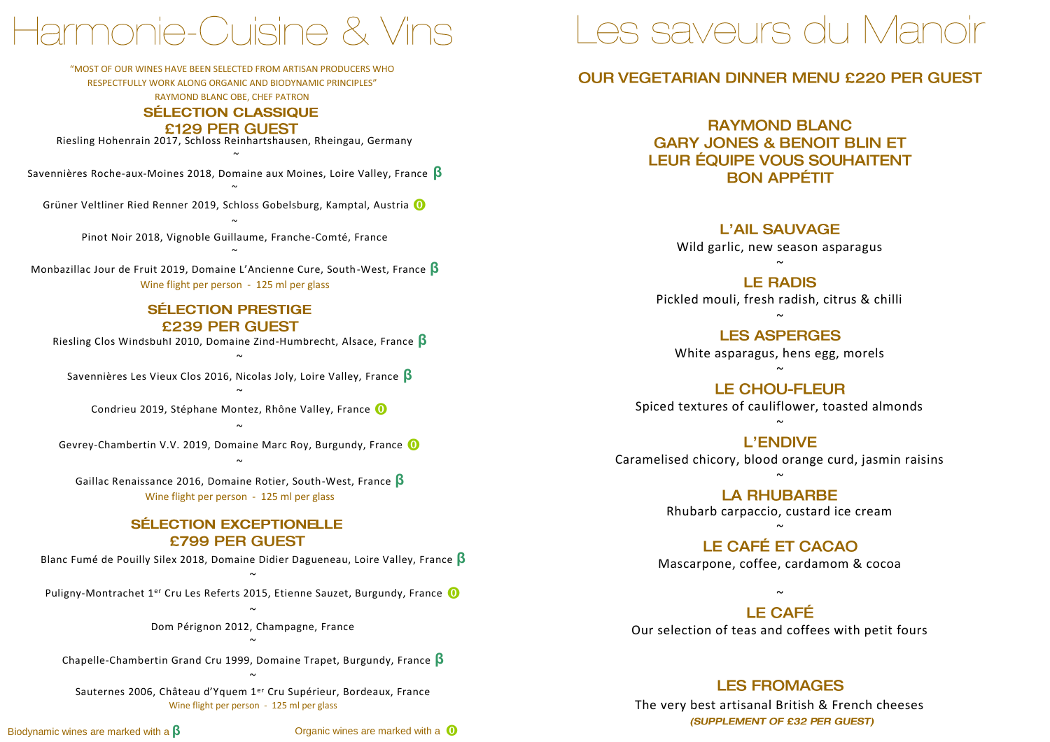# Harmonie-Cuisine & Vins

"MOST OF OUR WINES HAVE BEEN SELECTED FROM ARTISAN PRODUCERS WHO RESPECTFULLY WORK ALONG ORGANIC AND BIODYNAMIC PRINCIPLES"
RAYMOND BLANC OBE, CHEF PATRON

## SÉLECTION CLASSIQUE
## £129 PER GUEST

Riesling Hohenrain 2017, Schloss Reinhartshausen, Rheingau, Germany

~

Savennières Roche-aux-Moines 2018, Domaine aux Moines, Loire Valley, France β

~

Grüner Veltliner Ried Renner 2019, Schloss Gobelsburg, Kamptal, Austria O

~

Pinot Noir 2018, Vignoble Guillaume, Franche-Comté, France

~

Monbazillac Jour de Fruit 2019, Domaine L'Ancienne Cure, South-West, France β

Wine flight per person - 125 ml per glass

## SÉLECTION PRESTIGE
## £239 PER GUEST

Riesling Clos Windsbuhl 2010, Domaine Zind-Humbrecht, Alsace, France β

~

Savennières Les Vieux Clos 2016, Nicolas Joly, Loire Valley, France β

~

Condrieu 2019, Stéphane Montez, Rhône Valley, France O

~

Gevrey-Chambertin V.V. 2019, Domaine Marc Roy, Burgundy, France O

~

Gaillac Renaissance 2016, Domaine Rotier, South-West, France β

Wine flight per person - 125 ml per glass

## SÉLECTION EXCEPTIONELLE
## £799 PER GUEST

Blanc Fumé de Pouilly Silex 2018, Domaine Didier Dagueneau, Loire Valley, France β

~

Puligny-Montrachet 1er Cru Les Referts 2015, Etienne Sauzet, Burgundy, France O

~

Dom Pérignon 2012, Champagne, France

~

Chapelle-Chambertin Grand Cru 1999, Domaine Trapet, Burgundy, France β

~

Sauternes 2006, Château d'Yquem 1er Cru Supérieur, Bordeaux, France

Wine flight per person - 125 ml per glass

Biodynamic wines are marked with a β

Organic wines are marked with a O

# Les saveurs du Manoir

## OUR VEGETARIAN DINNER MENU £220 PER GUEST

### RAYMOND BLANC
### GARY JONES & BENOIT BLIN ET LEUR ÉQUIPE VOUS SOUHAITENT BON APPÉTIT

### L'AIL SAUVAGE
Wild garlic, new season asparagus

~

### LE RADIS
Pickled mouli, fresh radish, citrus & chilli

~

### LES ASPERGES
White asparagus, hens egg, morels

~

### LE CHOU-FLEUR
Spiced textures of cauliflower, toasted almonds

~

### L'ENDIVE
Caramelised chicory, blood orange curd, jasmin raisins

~

### LA RHUBARBE
Rhubarb carpaccio, custard ice cream

~

### LE CAFÉ ET CACAO
Mascarpone, coffee, cardamom & cocoa

~

### LE CAFÉ
Our selection of teas and coffees with petit fours

### LES FROMAGES
The very best artisanal British & French cheeses

***(SUPPLEMENT OF £32 PER GUEST)***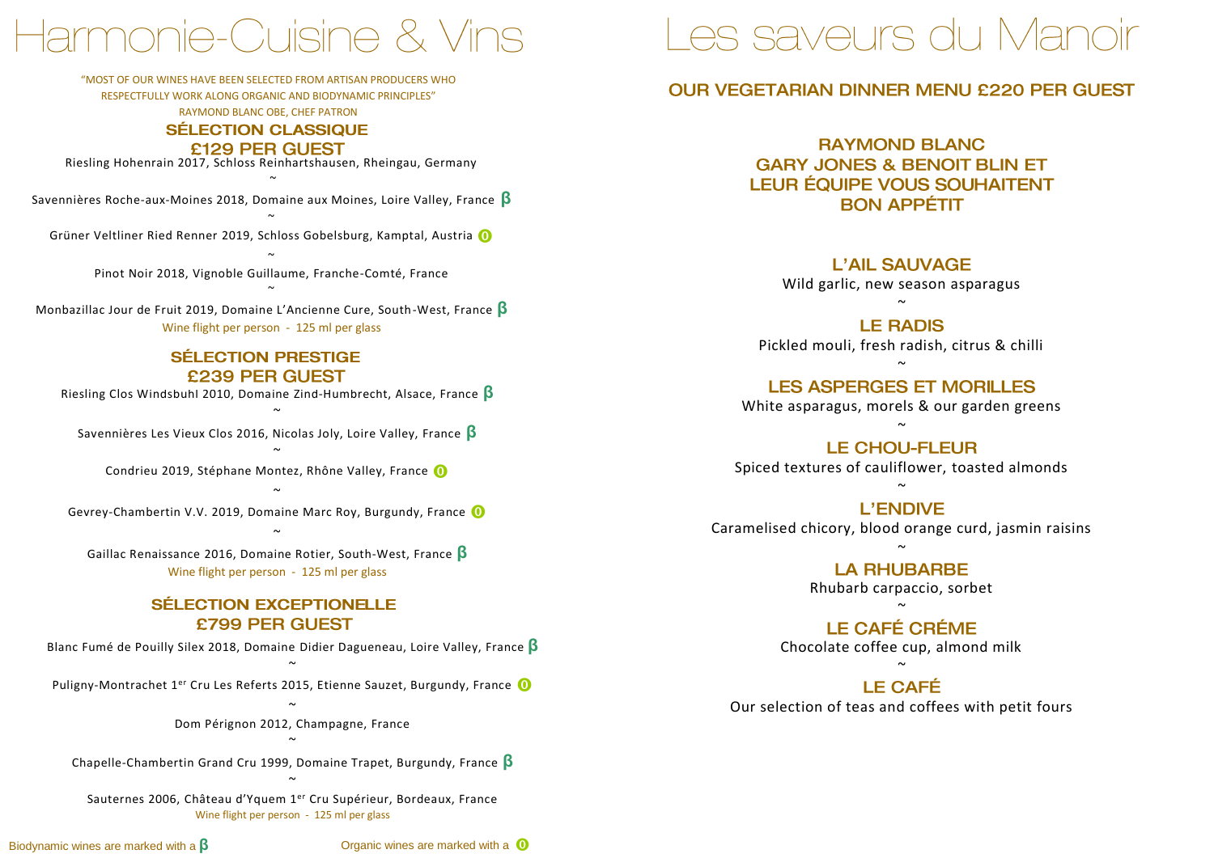# Harmonie-Cuisine & Vins

"MOST OF OUR WINES HAVE BEEN SELECTED FROM ARTISAN PRODUCERS WHO RESPECTFULLY WORK ALONG ORGANIC AND BIODYNAMIC PRINCIPLES"
RAYMOND BLANC OBE, CHEF PATRON

## SÉLECTION CLASSIQUE
## £129 PER GUEST

Riesling Hohenrain 2017, Schloss Reinhartshausen, Rheingau, Germany

~

Savennières Roche-aux-Moines 2018, Domaine aux Moines, Loire Valley, France β

~

Grüner Veltliner Ried Renner 2019, Schloss Gobelsburg, Kamptal, Austria O

~

Pinot Noir 2018, Vignoble Guillaume, Franche-Comté, France

~

Monbazillac Jour de Fruit 2019, Domaine L'Ancienne Cure, South-West, France β

Wine flight per person - 125 ml per glass

## SÉLECTION PRESTIGE
## £239 PER GUEST

Riesling Clos Windsbuhl 2010, Domaine Zind-Humbrecht, Alsace, France β

~

Savennières Les Vieux Clos 2016, Nicolas Joly, Loire Valley, France β

~

Condrieu 2019, Stéphane Montez, Rhône Valley, France O

~

Gevrey-Chambertin V.V. 2019, Domaine Marc Roy, Burgundy, France O

~

Gaillac Renaissance 2016, Domaine Rotier, South-West, France β

Wine flight per person - 125 ml per glass

## SÉLECTION EXCEPTIONELLE
## £799 PER GUEST

Blanc Fumé de Pouilly Silex 2018, Domaine Didier Dagueneau, Loire Valley, France β

~

Puligny-Montrachet 1er Cru Les Referts 2015, Etienne Sauzet, Burgundy, France O

~

Dom Pérignon 2012, Champagne, France

~

Chapelle-Chambertin Grand Cru 1999, Domaine Trapet, Burgundy, France β

~

Sauternes 2006, Château d'Yquem 1er Cru Supérieur, Bordeaux, France

Wine flight per person - 125 ml per glass

Biodynamic wines are marked with a β

Organic wines are marked with a O

# Les saveurs du Manoir

## OUR VEGETARIAN DINNER MENU £220 PER GUEST

**RAYMOND BLANC
GARY JONES & BENOIT BLIN ET
LEUR ÉQUIPE VOUS SOUHAITENT
BON APPÉTIT**

### L'AIL SAUVAGE
Wild garlic, new season asparagus

~

### LE RADIS
Pickled mouli, fresh radish, citrus & chilli

~

### LES ASPERGES ET MORILLES
White asparagus, morels & our garden greens

~

### LE CHOU-FLEUR
Spiced textures of cauliflower, toasted almonds

~

### L'ENDIVE
Caramelised chicory, blood orange curd, jasmin raisins

~

### LA RHUBARBE
Rhubarb carpaccio, sorbet

~

### LE CAFÉ CRÉME
Chocolate coffee cup, almond milk

~

### LE CAFÉ
Our selection of teas and coffees with petit fours